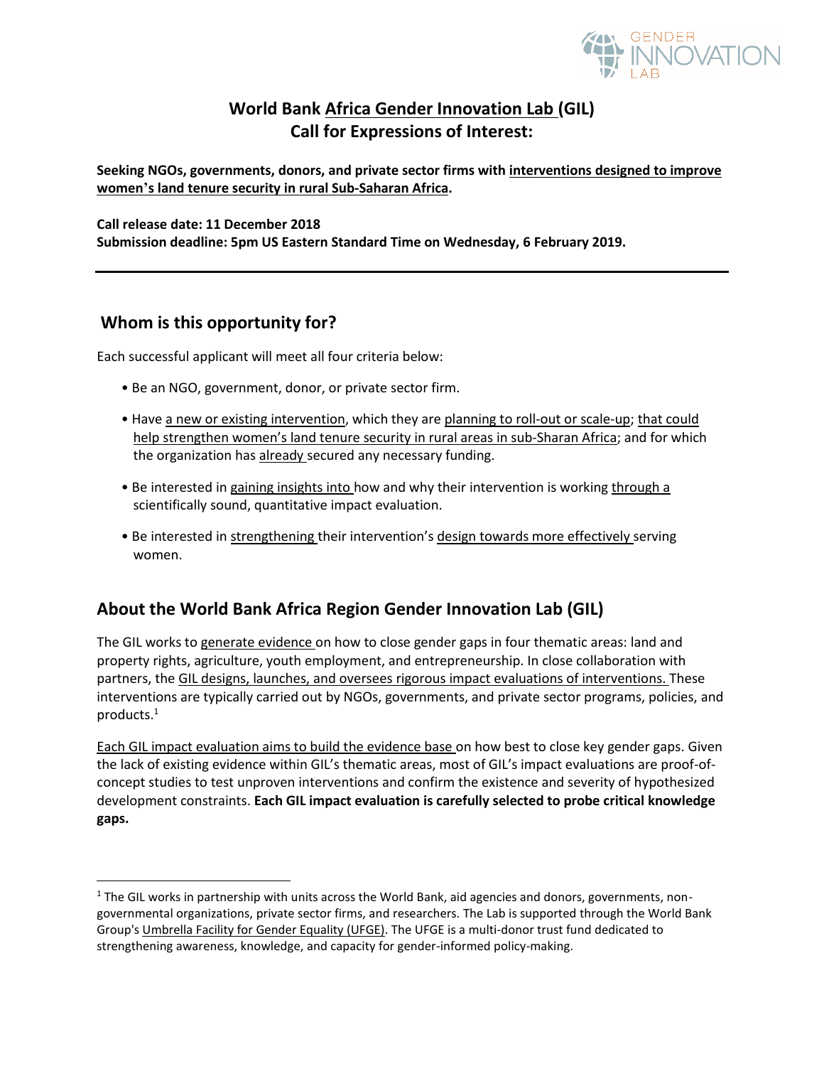# World Bank Africa Gender Innovation Lab (GIL)
# Call for Expressions of Interest:

**Seeking NGOs, governments, donors, and private sector firms with interventions designed to improve women's land tenure security in rural Sub-Saharan Africa.**

**Call release date: 11 December 2018**
**Submission deadline: 5pm US Eastern Standard Time on Wednesday, 6 February 2019.**

---

## Whom is this opportunity for?

Each successful applicant will meet all four criteria below:

- Be an NGO, government, donor, or private sector firm.
- Have a new or existing intervention, which they are planning to roll-out or scale-up; that could help strengthen women's land tenure security in rural areas in sub-Sharan Africa; and for which the organization has already secured any necessary funding.
- Be interested in gaining insights into how and why their intervention is working through a scientifically sound, quantitative impact evaluation.
- Be interested in strengthening their intervention's design towards more effectively serving women.

## About the World Bank Africa Region Gender Innovation Lab (GIL)

The GIL works to generate evidence on how to close gender gaps in four thematic areas: land and property rights, agriculture, youth employment, and entrepreneurship. In close collaboration with partners, the GIL designs, launches, and oversees rigorous impact evaluations of interventions. These interventions are typically carried out by NGOs, governments, and private sector programs, policies, and products.[1]

Each GIL impact evaluation aims to build the evidence base on how best to close key gender gaps. Given the lack of existing evidence within GIL's thematic areas, most of GIL's impact evaluations are proof-of-concept studies to test unproven interventions and confirm the existence and severity of hypothesized development constraints. **Each GIL impact evaluation is carefully selected to probe critical knowledge gaps.**

---

[1] The GIL works in partnership with units across the World Bank, aid agencies and donors, governments, non-governmental organizations, private sector firms, and researchers. The Lab is supported through the World Bank Group's Umbrella Facility for Gender Equality (UFGE). The UFGE is a multi-donor trust fund dedicated to strengthening awareness, knowledge, and capacity for gender-informed policy-making.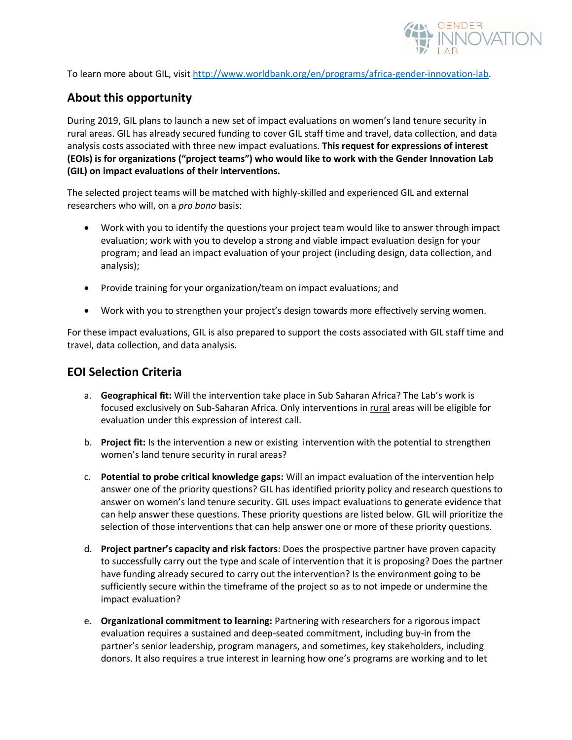To learn more about GIL, visit [http://www.worldbank.org/en/programs/africa-gender-innovation-lab](http://www.worldbank.org/en/programs/africa-gender-innovation-lab).

## About this opportunity

During 2019, GIL plans to launch a new set of impact evaluations on women's land tenure security in rural areas. GIL has already secured funding to cover GIL staff time and travel, data collection, and data analysis costs associated with three new impact evaluations. **This request for expressions of interest (EOIs) is for organizations ("project teams") who would like to work with the Gender Innovation Lab (GIL) on impact evaluations of their interventions.**

The selected project teams will be matched with highly-skilled and experienced GIL and external researchers who will, on a *pro bono* basis:

- Work with you to identify the questions your project team would like to answer through impact evaluation; work with you to develop a strong and viable impact evaluation design for your program; and lead an impact evaluation of your project (including design, data collection, and analysis);
- Provide training for your organization/team on impact evaluations; and
- Work with you to strengthen your project's design towards more effectively serving women.

For these impact evaluations, GIL is also prepared to support the costs associated with GIL staff time and travel, data collection, and data analysis.

## EOI Selection Criteria

a. **Geographical fit:** Will the intervention take place in Sub Saharan Africa? The Lab's work is focused exclusively on Sub-Saharan Africa. Only interventions in <u>rural</u> areas will be eligible for evaluation under this expression of interest call.

b. **Project fit:** Is the intervention a new or existing intervention with the potential to strengthen women's land tenure security in rural areas?

c. **Potential to probe critical knowledge gaps:** Will an impact evaluation of the intervention help answer one of the priority questions? GIL has identified priority policy and research questions to answer on women's land tenure security. GIL uses impact evaluations to generate evidence that can help answer these questions. These priority questions are listed below. GIL will prioritize the selection of those interventions that can help answer one or more of these priority questions.

d. **Project partner's capacity and risk factors**: Does the prospective partner have proven capacity to successfully carry out the type and scale of intervention that it is proposing? Does the partner have funding already secured to carry out the intervention? Is the environment going to be sufficiently secure within the timeframe of the project so as to not impede or undermine the impact evaluation?

e. **Organizational commitment to learning:** Partnering with researchers for a rigorous impact evaluation requires a sustained and deep-seated commitment, including buy-in from the partner's senior leadership, program managers, and sometimes, key stakeholders, including donors. It also requires a true interest in learning how one's programs are working and to let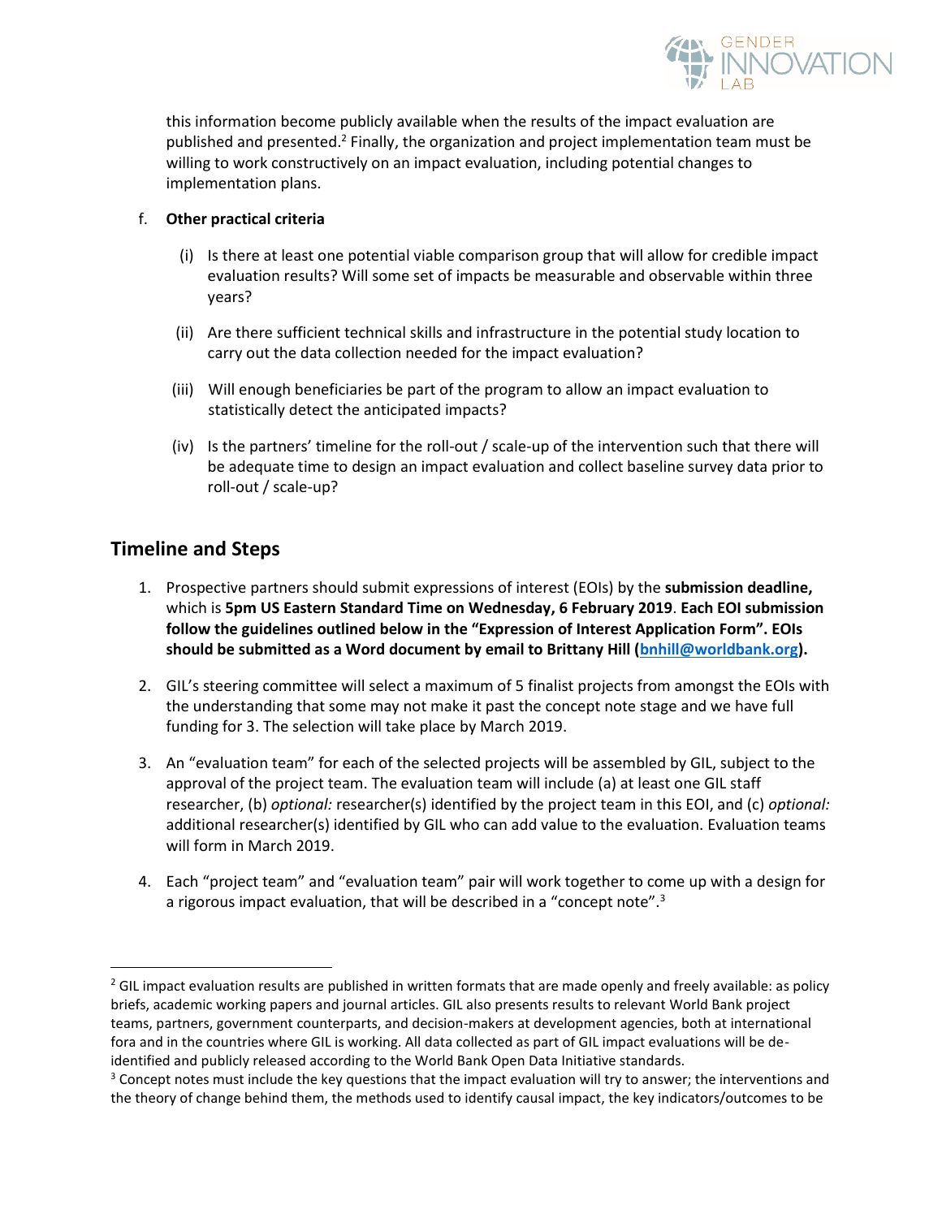this information become publicly available when the results of the impact evaluation are published and presented.[2] Finally, the organization and project implementation team must be willing to work constructively on an impact evaluation, including potential changes to implementation plans.

f. **Other practical criteria**

   (i) Is there at least one potential viable comparison group that will allow for credible impact evaluation results? Will some set of impacts be measurable and observable within three years?

   (ii) Are there sufficient technical skills and infrastructure in the potential study location to carry out the data collection needed for the impact evaluation?

   (iii) Will enough beneficiaries be part of the program to allow an impact evaluation to statistically detect the anticipated impacts?

   (iv) Is the partners' timeline for the roll-out / scale-up of the intervention such that there will be adequate time to design an impact evaluation and collect baseline survey data prior to roll-out / scale-up?

## Timeline and Steps

1. Prospective partners should submit expressions of interest (EOIs) by the **submission deadline,** which is **5pm US Eastern Standard Time on Wednesday, 6 February 2019**. **Each EOI submission follow the guidelines outlined below in the "Expression of Interest Application Form". EOIs should be submitted as a Word document by email to Brittany Hill (bnhill@worldbank.org).**

2. GIL's steering committee will select a maximum of 5 finalist projects from amongst the EOIs with the understanding that some may not make it past the concept note stage and we have full funding for 3. The selection will take place by March 2019.

3. An "evaluation team" for each of the selected projects will be assembled by GIL, subject to the approval of the project team. The evaluation team will include (a) at least one GIL staff researcher, (b) *optional:* researcher(s) identified by the project team in this EOI, and (c) *optional:* additional researcher(s) identified by GIL who can add value to the evaluation. Evaluation teams will form in March 2019.

4. Each "project team" and "evaluation team" pair will work together to come up with a design for a rigorous impact evaluation, that will be described in a "concept note".[3]

---

[2] GIL impact evaluation results are published in written formats that are made openly and freely available: as policy briefs, academic working papers and journal articles. GIL also presents results to relevant World Bank project teams, partners, government counterparts, and decision-makers at development agencies, both at international fora and in the countries where GIL is working. All data collected as part of GIL impact evaluations will be de-identified and publicly released according to the World Bank Open Data Initiative standards.

[3] Concept notes must include the key questions that the impact evaluation will try to answer; the interventions and the theory of change behind them, the methods used to identify causal impact, the key indicators/outcomes to be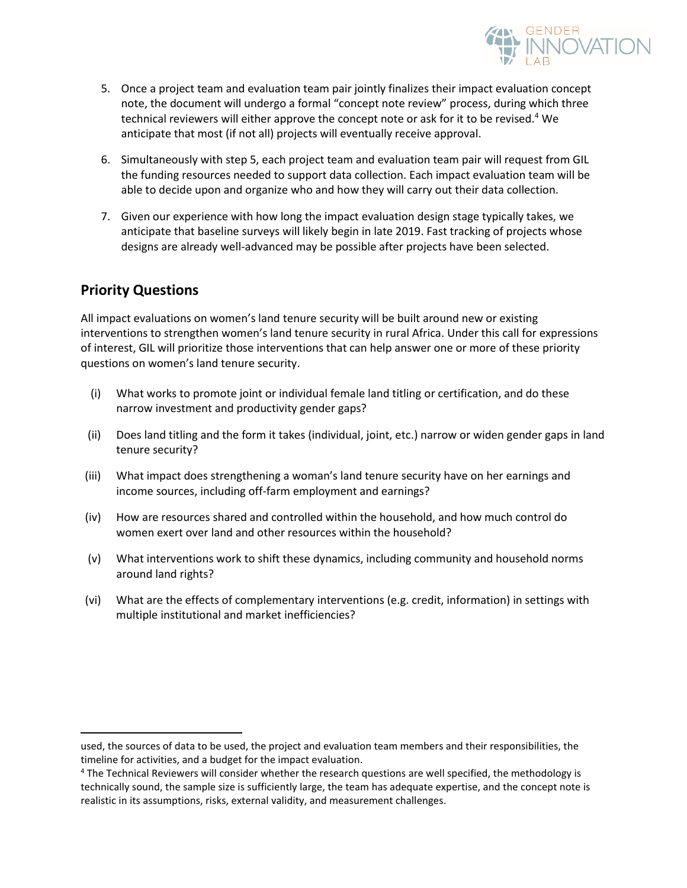5. Once a project team and evaluation team pair jointly finalizes their impact evaluation concept note, the document will undergo a formal "concept note review" process, during which three technical reviewers will either approve the concept note or ask for it to be revised.[4] We anticipate that most (if not all) projects will eventually receive approval.

6. Simultaneously with step 5, each project team and evaluation team pair will request from GIL the funding resources needed to support data collection. Each impact evaluation team will be able to decide upon and organize who and how they will carry out their data collection.

7. Given our experience with how long the impact evaluation design stage typically takes, we anticipate that baseline surveys will likely begin in late 2019. Fast tracking of projects whose designs are already well-advanced may be possible after projects have been selected.

## Priority Questions

All impact evaluations on women's land tenure security will be built around new or existing interventions to strengthen women's land tenure security in rural Africa. Under this call for expressions of interest, GIL will prioritize those interventions that can help answer one or more of these priority questions on women's land tenure security.

(i) What works to promote joint or individual female land titling or certification, and do these narrow investment and productivity gender gaps?

(ii) Does land titling and the form it takes (individual, joint, etc.) narrow or widen gender gaps in land tenure security?

(iii) What impact does strengthening a woman's land tenure security have on her earnings and income sources, including off-farm employment and earnings?

(iv) How are resources shared and controlled within the household, and how much control do women exert over land and other resources within the household?

(v) What interventions work to shift these dynamics, including community and household norms around land rights?

(vi) What are the effects of complementary interventions (e.g. credit, information) in settings with multiple institutional and market inefficiencies?

---

used, the sources of data to be used, the project and evaluation team members and their responsibilities, the timeline for activities, and a budget for the impact evaluation.

[4] The Technical Reviewers will consider whether the research questions are well specified, the methodology is technically sound, the sample size is sufficiently large, the team has adequate expertise, and the concept note is realistic in its assumptions, risks, external validity, and measurement challenges.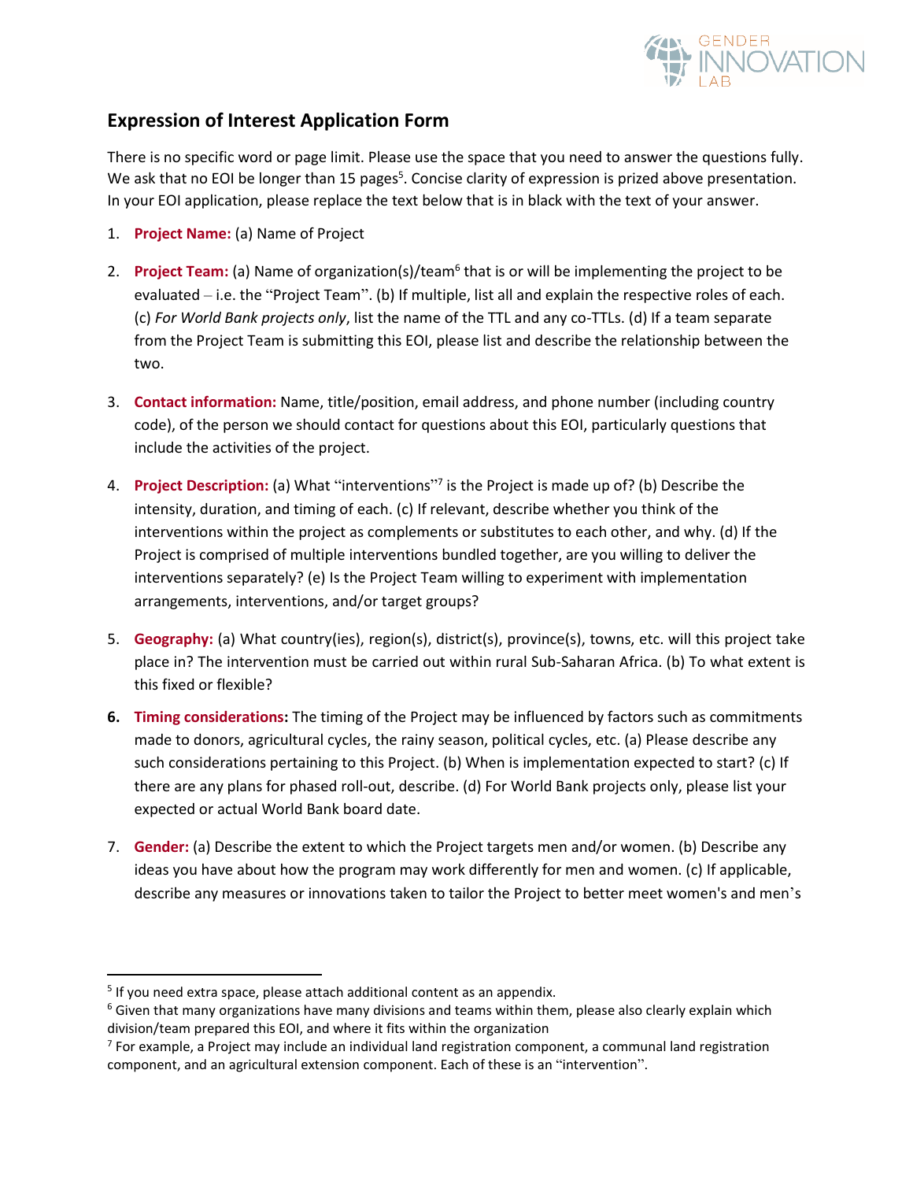## Expression of Interest Application Form

There is no specific word or page limit. Please use the space that you need to answer the questions fully. We ask that no EOI be longer than 15 pages[5]. Concise clarity of expression is prized above presentation. In your EOI application, please replace the text below that is in black with the text of your answer.

1. **Project Name:** (a) Name of Project

2. **Project Team:** (a) Name of organization(s)/team[6] that is or will be implementing the project to be evaluated – i.e. the "Project Team". (b) If multiple, list all and explain the respective roles of each. (c) *For World Bank projects only*, list the name of the TTL and any co-TTLs. (d) If a team separate from the Project Team is submitting this EOI, please list and describe the relationship between the two.

3. **Contact information:** Name, title/position, email address, and phone number (including country code), of the person we should contact for questions about this EOI, particularly questions that include the activities of the project.

4. **Project Description:** (a) What "interventions"[7] is the Project is made up of? (b) Describe the intensity, duration, and timing of each. (c) If relevant, describe whether you think of the interventions within the project as complements or substitutes to each other, and why. (d) If the Project is comprised of multiple interventions bundled together, are you willing to deliver the interventions separately? (e) Is the Project Team willing to experiment with implementation arrangements, interventions, and/or target groups?

5. **Geography:** (a) What country(ies), region(s), district(s), province(s), towns, etc. will this project take place in? The intervention must be carried out within rural Sub-Saharan Africa. (b) To what extent is this fixed or flexible?

6. **Timing considerations:** The timing of the Project may be influenced by factors such as commitments made to donors, agricultural cycles, the rainy season, political cycles, etc. (a) Please describe any such considerations pertaining to this Project. (b) When is implementation expected to start? (c) If there are any plans for phased roll-out, describe. (d) For World Bank projects only, please list your expected or actual World Bank board date.

7. **Gender:** (a) Describe the extent to which the Project targets men and/or women. (b) Describe any ideas you have about how the program may work differently for men and women. (c) If applicable, describe any measures or innovations taken to tailor the Project to better meet women's and men's

---

[5] If you need extra space, please attach additional content as an appendix.

[6] Given that many organizations have many divisions and teams within them, please also clearly explain which division/team prepared this EOI, and where it fits within the organization

[7] For example, a Project may include an individual land registration component, a communal land registration component, and an agricultural extension component. Each of these is an "intervention".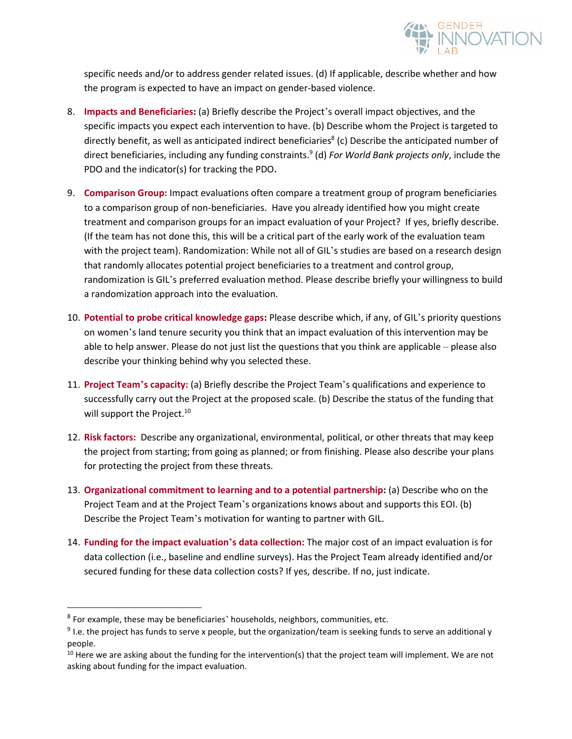specific needs and/or to address gender related issues. (d) If applicable, describe whether and how the program is expected to have an impact on gender-based violence.

8. **Impacts and Beneficiaries:** (a) Briefly describe the Project's overall impact objectives, and the specific impacts you expect each intervention to have. (b) Describe whom the Project is targeted to directly benefit, as well as anticipated indirect beneficiaries[8] (c) Describe the anticipated number of direct beneficiaries, including any funding constraints.[9] (d) *For World Bank projects only*, include the PDO and the indicator(s) for tracking the PDO.

9. **Comparison Group:** Impact evaluations often compare a treatment group of program beneficiaries to a comparison group of non-beneficiaries. Have you already identified how you might create treatment and comparison groups for an impact evaluation of your Project? If yes, briefly describe. (If the team has not done this, this will be a critical part of the early work of the evaluation team with the project team). Randomization: While not all of GIL's studies are based on a research design that randomly allocates potential project beneficiaries to a treatment and control group, randomization is GIL's preferred evaluation method. Please describe briefly your willingness to build a randomization approach into the evaluation.

10. **Potential to probe critical knowledge gaps:** Please describe which, if any, of GIL's priority questions on women's land tenure security you think that an impact evaluation of this intervention may be able to help answer. Please do not just list the questions that you think are applicable – please also describe your thinking behind why you selected these.

11. **Project Team's capacity:** (a) Briefly describe the Project Team's qualifications and experience to successfully carry out the Project at the proposed scale. (b) Describe the status of the funding that will support the Project.[10]

12. **Risk factors:** Describe any organizational, environmental, political, or other threats that may keep the project from starting; from going as planned; or from finishing. Please also describe your plans for protecting the project from these threats.

13. **Organizational commitment to learning and to a potential partnership:** (a) Describe who on the Project Team and at the Project Team's organizations knows about and supports this EOI. (b) Describe the Project Team's motivation for wanting to partner with GIL.

14. **Funding for the impact evaluation's data collection:** The major cost of an impact evaluation is for data collection (i.e., baseline and endline surveys). Has the Project Team already identified and/or secured funding for these data collection costs? If yes, describe. If no, just indicate.

---

[8] For example, these may be beneficiaries' households, neighbors, communities, etc.

[9] I.e. the project has funds to serve x people, but the organization/team is seeking funds to serve an additional y people.

[10] Here we are asking about the funding for the intervention(s) that the project team will implement. We are not asking about funding for the impact evaluation.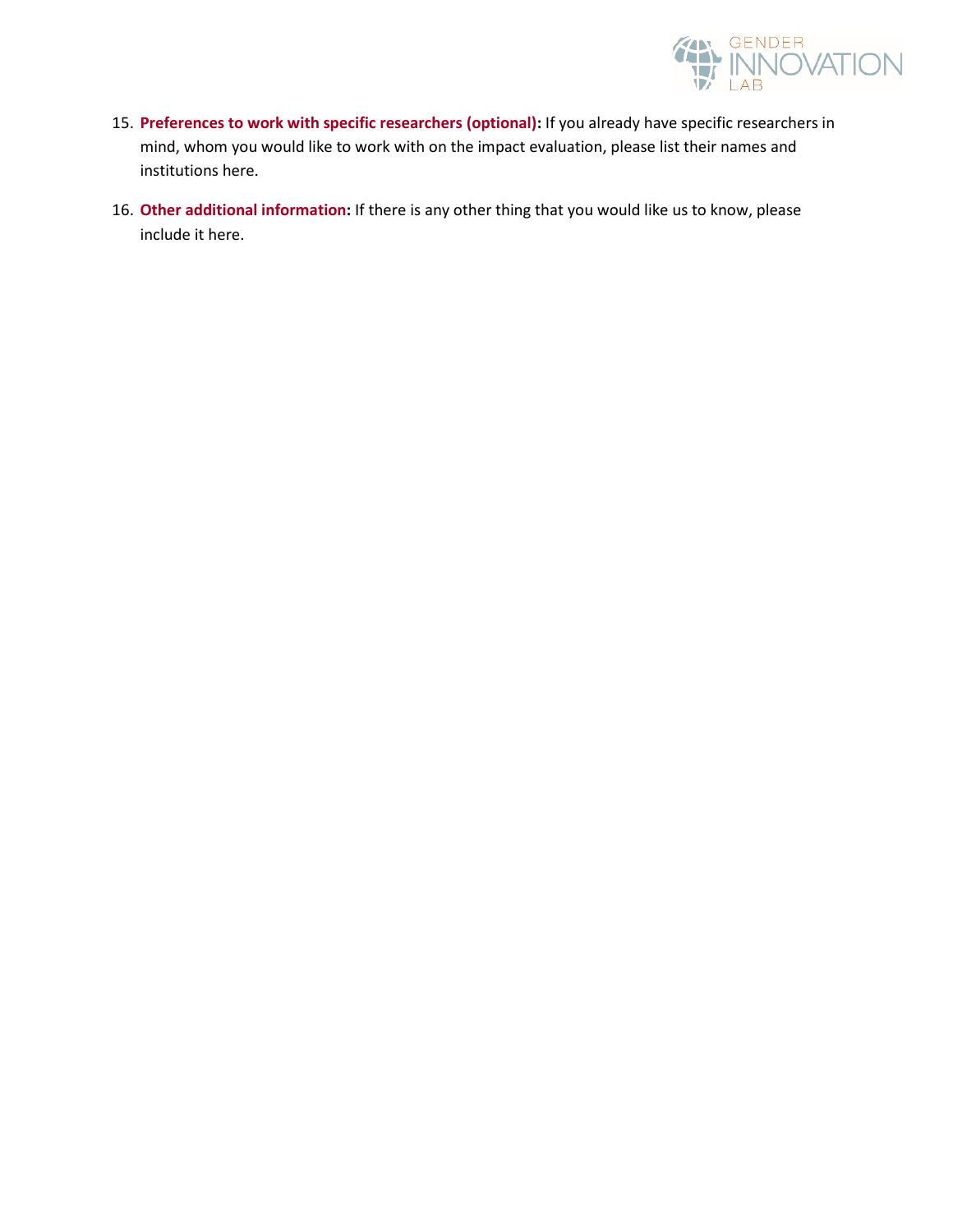15. **Preferences to work with specific researchers (optional):** If you already have specific researchers in mind, whom you would like to work with on the impact evaluation, please list their names and institutions here.

16. **Other additional information:** If there is any other thing that you would like us to know, please include it here.